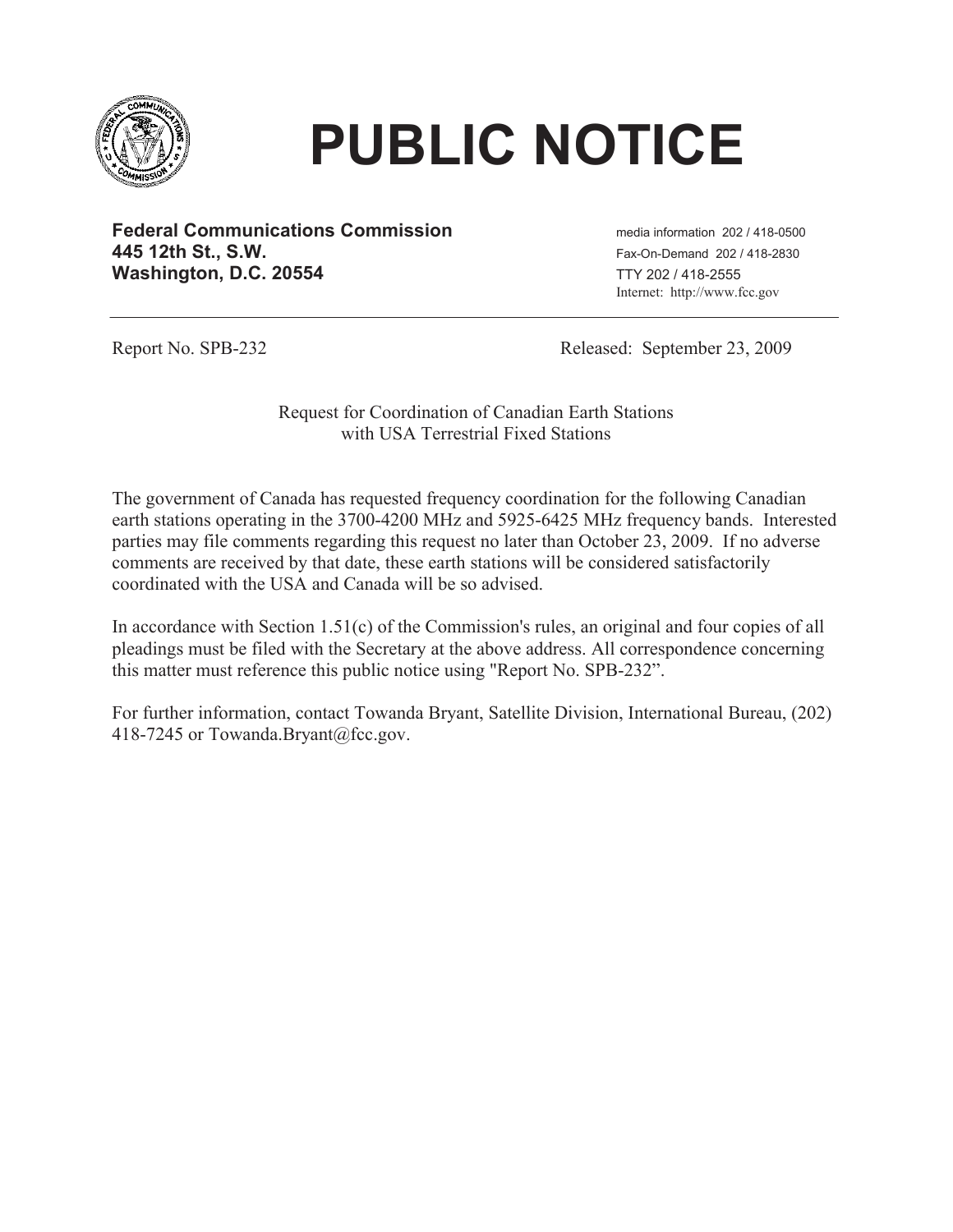# PUBLIC NOTICE

**Federal Communications Commission**
**445 12th St., S.W.**
**Washington, D.C. 20554**

media information 202 / 418-0500
Fax-On-Demand 202 / 418-2830
TTY 202 / 418-2555
Internet: http://www.fcc.gov

Report No. SPB-232 Released: September 23, 2009

Request for Coordination of Canadian Earth Stations
with USA Terrestrial Fixed Stations

The government of Canada has requested frequency coordination for the following Canadian earth stations operating in the 3700-4200 MHz and 5925-6425 MHz frequency bands. Interested parties may file comments regarding this request no later than October 23, 2009. If no adverse comments are received by that date, these earth stations will be considered satisfactorily coordinated with the USA and Canada will be so advised.

In accordance with Section 1.51(c) of the Commission's rules, an original and four copies of all pleadings must be filed with the Secretary at the above address. All correspondence concerning this matter must reference this public notice using "Report No. SPB-232".

For further information, contact Towanda Bryant, Satellite Division, International Bureau, (202) 418-7245 or Towanda.Bryant@fcc.gov.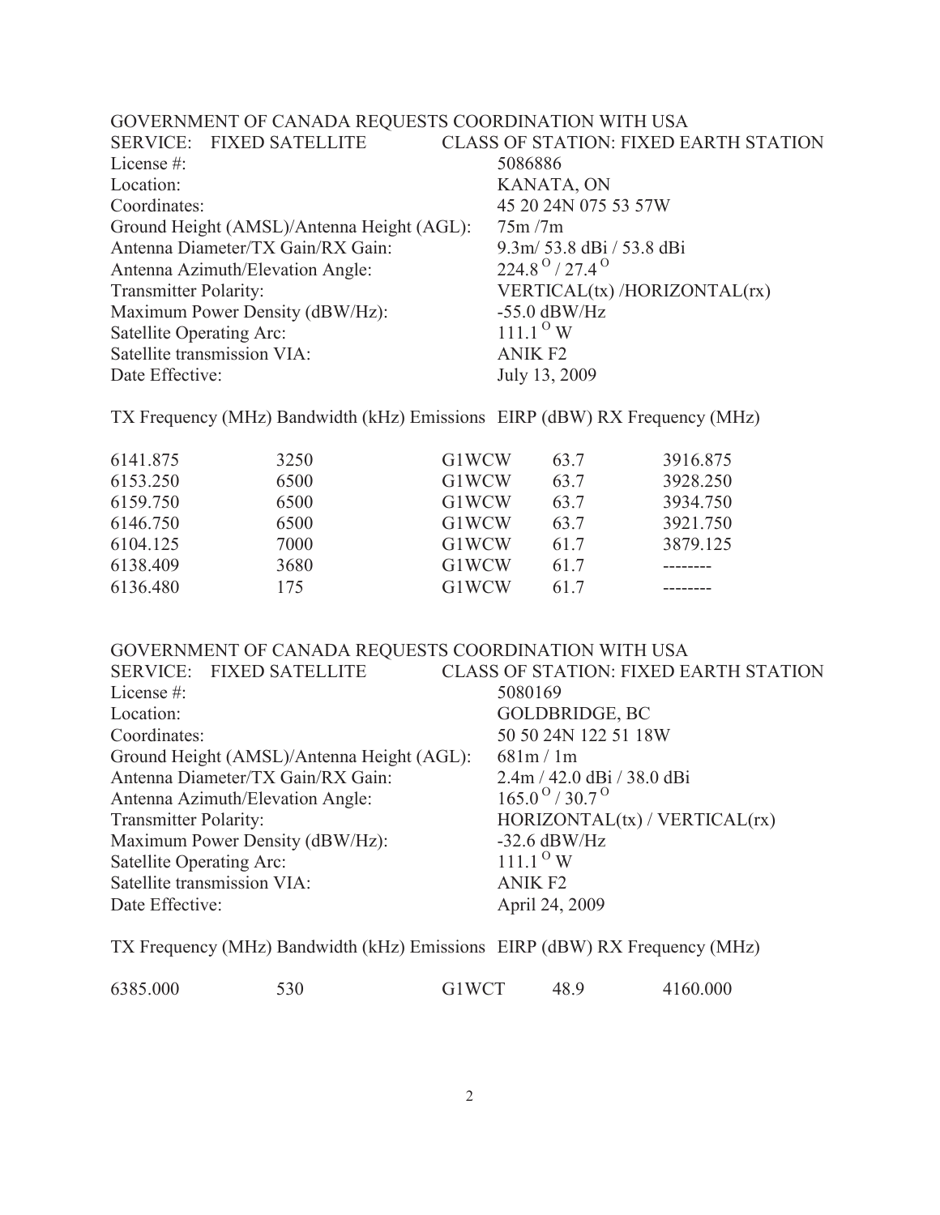GOVERNMENT OF CANADA REQUESTS COORDINATION WITH USA

SERVICE: FIXED SATELLITE CLASS OF STATION: FIXED EARTH STATION

| | |
|---|---|
| License #: | 5086886 |
| Location: | KANATA, ON |
| Coordinates: | 45 20 24N 075 53 57W |
| Ground Height (AMSL)/Antenna Height (AGL): | 75m /7m |
| Antenna Diameter/TX Gain/RX Gain: | 9.3m/ 53.8 dBi / 53.8 dBi |
| Antenna Azimuth/Elevation Angle: | $224.8^{O}$ / $27.4^{O}$ |
| Transmitter Polarity: | VERTICAL(tx) /HORIZONTAL(rx) |
| Maximum Power Density (dBW/Hz): | -55.0 dBW/Hz |
| Satellite Operating Arc: | $111.1^{O}$ W |
| Satellite transmission VIA: | ANIK F2 |
| Date Effective: | July 13, 2009 |

| TX Frequency (MHz) | Bandwidth (kHz) | Emissions | EIRP (dBW) | RX Frequency (MHz) |
|---|---|---|---|---|
| 6141.875 | 3250 | G1WCW | 63.7 | 3916.875 |
| 6153.250 | 6500 | G1WCW | 63.7 | 3928.250 |
| 6159.750 | 6500 | G1WCW | 63.7 | 3934.750 |
| 6146.750 | 6500 | G1WCW | 63.7 | 3921.750 |
| 6104.125 | 7000 | G1WCW | 61.7 | 3879.125 |
| 6138.409 | 3680 | G1WCW | 61.7 | -------- |
| 6136.480 | 175 | G1WCW | 61.7 | -------- |

GOVERNMENT OF CANADA REQUESTS COORDINATION WITH USA

SERVICE: FIXED SATELLITE CLASS OF STATION: FIXED EARTH STATION

| | |
|---|---|
| License #: | 5080169 |
| Location: | GOLDBRIDGE, BC |
| Coordinates: | 50 50 24N 122 51 18W |
| Ground Height (AMSL)/Antenna Height (AGL): | 681m / 1m |
| Antenna Diameter/TX Gain/RX Gain: | 2.4m / 42.0 dBi / 38.0 dBi |
| Antenna Azimuth/Elevation Angle: | $165.0^{O}$ / $30.7^{O}$ |
| Transmitter Polarity: | HORIZONTAL(tx) / VERTICAL(rx) |
| Maximum Power Density (dBW/Hz): | -32.6 dBW/Hz |
| Satellite Operating Arc: | $111.1^{O}$ W |
| Satellite transmission VIA: | ANIK F2 |
| Date Effective: | April 24, 2009 |

| TX Frequency (MHz) | Bandwidth (kHz) | Emissions | EIRP (dBW) | RX Frequency (MHz) |
|---|---|---|---|---|
| 6385.000 | 530 | G1WCT | 48.9 | 4160.000 |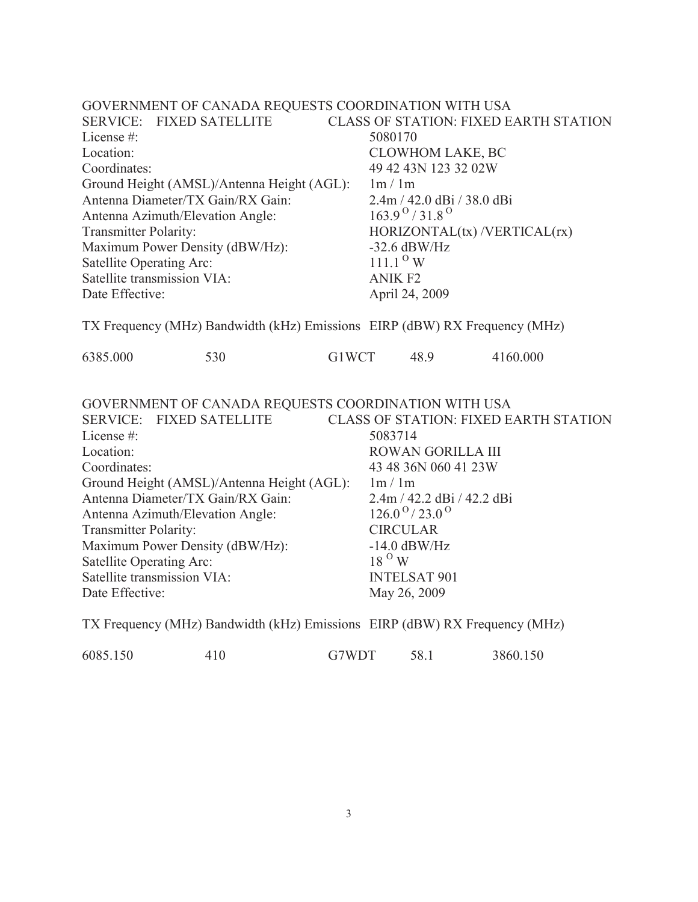GOVERNMENT OF CANADA REQUESTS COORDINATION WITH USA

SERVICE: FIXED SATELLITE CLASS OF STATION: FIXED EARTH STATION

| | |
|---|---|
| License #: | 5080170 |
| Location: | CLOWHOM LAKE, BC |
| Coordinates: | 49 42 43N 123 32 02W |
| Ground Height (AMSL)/Antenna Height (AGL): | 1m / 1m |
| Antenna Diameter/TX Gain/RX Gain: | 2.4m / 42.0 dBi / 38.0 dBi |
| Antenna Azimuth/Elevation Angle: | $163.9^{O}$ / $31.8^{O}$ |
| Transmitter Polarity: | HORIZONTAL(tx) /VERTICAL(rx) |
| Maximum Power Density (dBW/Hz): | -32.6 dBW/Hz |
| Satellite Operating Arc: | $111.1^{O}$ W |
| Satellite transmission VIA: | ANIK F2 |
| Date Effective: | April 24, 2009 |

| TX Frequency (MHz) | Bandwidth (kHz) | Emissions | EIRP (dBW) | RX Frequency (MHz) |
|---|---|---|---|---|
| 6385.000 | 530 | G1WCT | 48.9 | 4160.000 |

GOVERNMENT OF CANADA REQUESTS COORDINATION WITH USA

SERVICE: FIXED SATELLITE CLASS OF STATION: FIXED EARTH STATION

| | |
|---|---|
| License #: | 5083714 |
| Location: | ROWAN GORILLA III |
| Coordinates: | 43 48 36N 060 41 23W |
| Ground Height (AMSL)/Antenna Height (AGL): | 1m / 1m |
| Antenna Diameter/TX Gain/RX Gain: | 2.4m / 42.2 dBi / 42.2 dBi |
| Antenna Azimuth/Elevation Angle: | $126.0^{O}$ / $23.0^{O}$ |
| Transmitter Polarity: | CIRCULAR |
| Maximum Power Density (dBW/Hz): | -14.0 dBW/Hz |
| Satellite Operating Arc: | $18^{O}$ W |
| Satellite transmission VIA: | INTELSAT 901 |
| Date Effective: | May 26, 2009 |

| TX Frequency (MHz) | Bandwidth (kHz) | Emissions | EIRP (dBW) | RX Frequency (MHz) |
|---|---|---|---|---|
| 6085.150 | 410 | G7WDT | 58.1 | 3860.150 |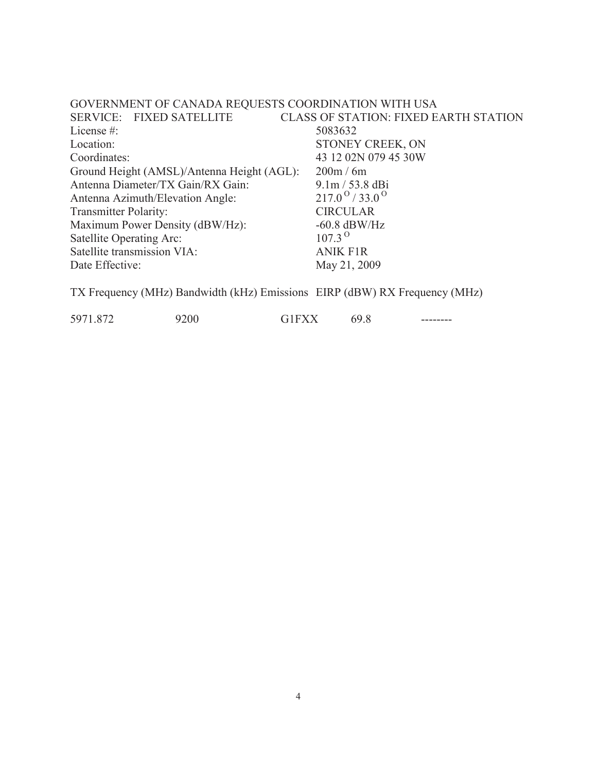GOVERNMENT OF CANADA REQUESTS COORDINATION WITH USA

SERVICE: FIXED SATELLITE CLASS OF STATION: FIXED EARTH STATION

| | |
|---|---|
| License #: | 5083632 |
| Location: | STONEY CREEK, ON |
| Coordinates: | 43 12 02N 079 45 30W |
| Ground Height (AMSL)/Antenna Height (AGL): | 200m / 6m |
| Antenna Diameter/TX Gain/RX Gain: | 9.1m / 53.8 dBi |
| Antenna Azimuth/Elevation Angle: | $217.0^{O}$ / $33.0^{O}$ |
| Transmitter Polarity: | CIRCULAR |
| Maximum Power Density (dBW/Hz): | -60.8 dBW/Hz |
| Satellite Operating Arc: | $107.3^{O}$ |
| Satellite transmission VIA: | ANIK F1R |
| Date Effective: | May 21, 2009 |

| TX Frequency (MHz) | Bandwidth (kHz) | Emissions | EIRP (dBW) | RX Frequency (MHz) |
|---|---|---|---|---|
| 5971.872 | 9200 | G1FXX | 69.8 | -------- |